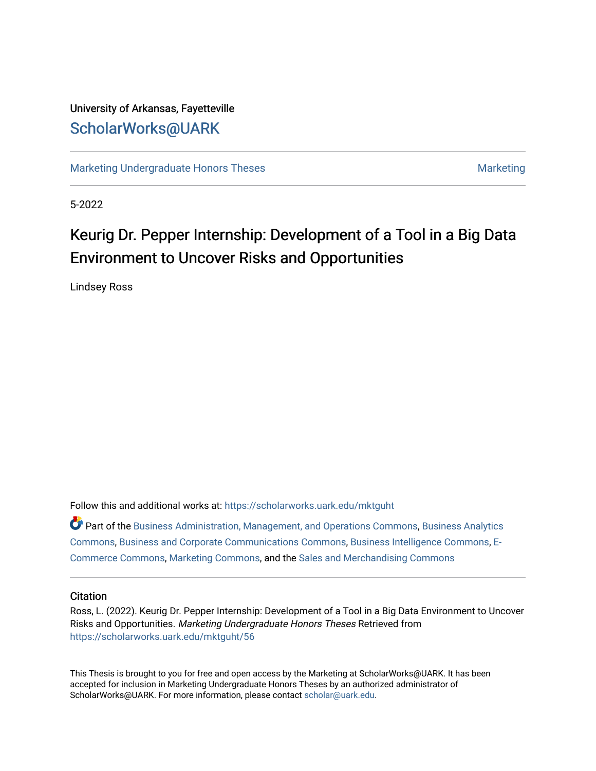University of Arkansas, Fayetteville

## ScholarWorks@UARK

Marketing Undergraduate Honors Theses | Marketing

5-2022

# Keurig Dr. Pepper Internship: Development of a Tool in a Big Data Environment to Uncover Risks and Opportunities

Lindsey Ross

Follow this and additional works at: https://scholarworks.uark.edu/mktguht

Part of the Business Administration, Management, and Operations Commons, Business Analytics Commons, Business and Corporate Communications Commons, Business Intelligence Commons, E-Commerce Commons, Marketing Commons, and the Sales and Merchandising Commons

### Citation

Ross, L. (2022). Keurig Dr. Pepper Internship: Development of a Tool in a Big Data Environment to Uncover Risks and Opportunities. *Marketing Undergraduate Honors Theses* Retrieved from https://scholarworks.uark.edu/mktguht/56

This Thesis is brought to you for free and open access by the Marketing at ScholarWorks@UARK. It has been accepted for inclusion in Marketing Undergraduate Honors Theses by an authorized administrator of ScholarWorks@UARK. For more information, please contact scholar@uark.edu.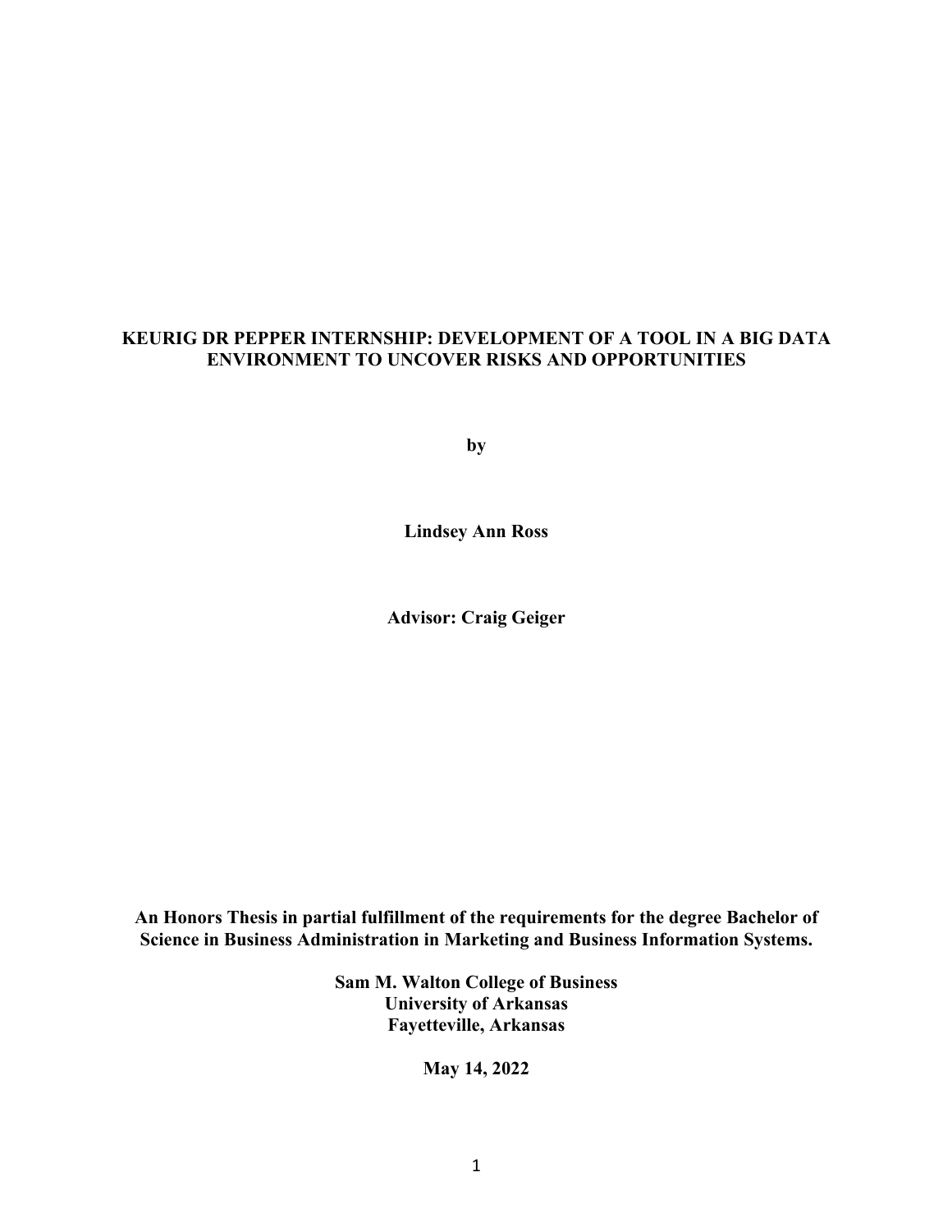# KEURIG DR PEPPER INTERNSHIP: DEVELOPMENT OF A TOOL IN A BIG DATA ENVIRONMENT TO UNCOVER RISKS AND OPPORTUNITIES

**by**

**Lindsey Ann Ross**

**Advisor: Craig Geiger**

**An Honors Thesis in partial fulfillment of the requirements for the degree Bachelor of Science in Business Administration in Marketing and Business Information Systems.**

**Sam M. Walton College of Business**
**University of Arkansas**
**Fayetteville, Arkansas**

**May 14, 2022**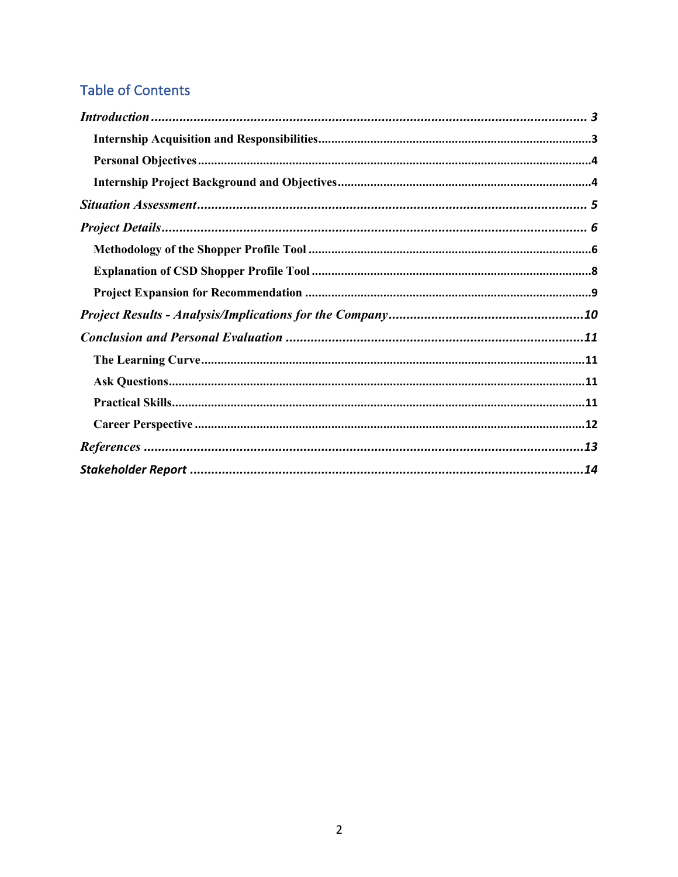## Table of Contents

*Introduction* ............................................................................................................ *3*

- **Internship Acquisition and Responsibilities** ..................................................................................3
- **Personal Objectives** .........................................................................................................................4
- **Internship Project Background and Objectives** .............................................................................4

*Situation Assessment* ..................................................................................................... *5*

*Project Details* ............................................................................................................... *6*

- **Methodology of the Shopper Profile Tool** ......................................................................................6
- **Explanation of CSD Shopper Profile Tool** ......................................................................................8
- **Project Expansion for Recommendation** .......................................................................................9

*Project Results - Analysis/Implications for the Company* .............................................................*10*

*Conclusion and Personal Evaluation* ...........................................................................................*11*

- **The Learning Curve** .......................................................................................................................11
- **Ask Questions** ................................................................................................................................11
- **Practical Skills** ...............................................................................................................................11
- **Career Perspective** .........................................................................................................................12

*References* ..................................................................................................................... *13*

*Stakeholder Report* ........................................................................................................ *14*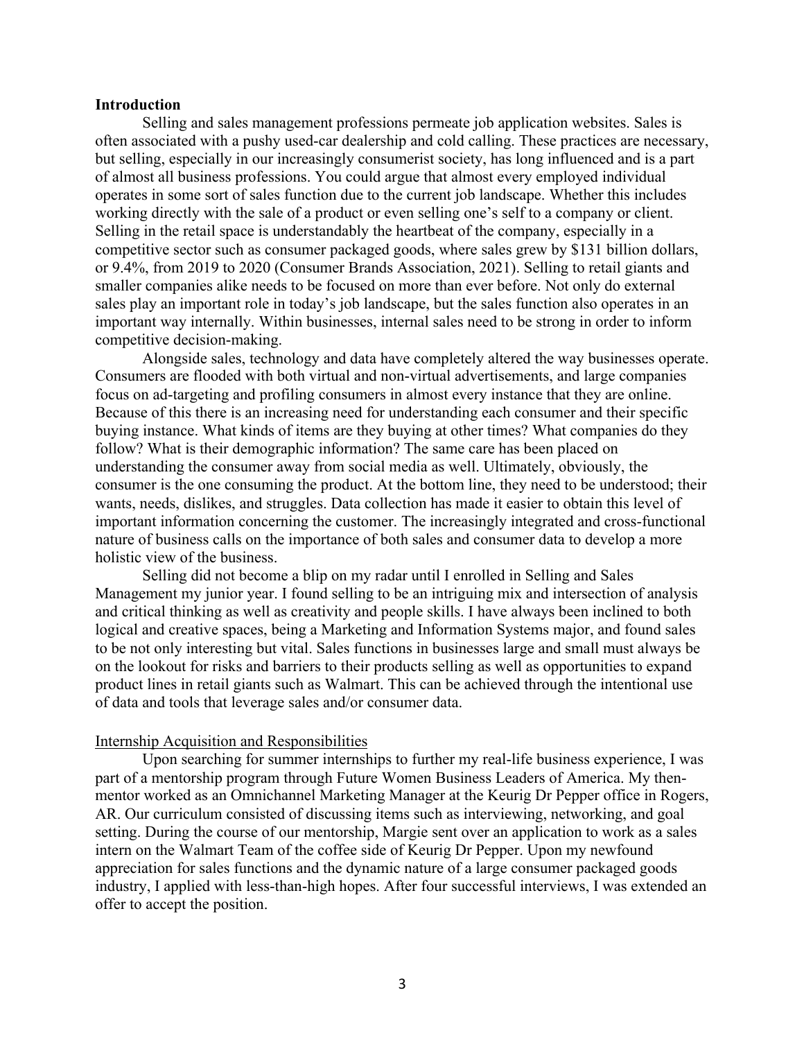## Introduction

Selling and sales management professions permeate job application websites. Sales is often associated with a pushy used-car dealership and cold calling. These practices are necessary, but selling, especially in our increasingly consumerist society, has long influenced and is a part of almost all business professions. You could argue that almost every employed individual operates in some sort of sales function due to the current job landscape. Whether this includes working directly with the sale of a product or even selling one's self to a company or client. Selling in the retail space is understandably the heartbeat of the company, especially in a competitive sector such as consumer packaged goods, where sales grew by $131 billion dollars, or 9.4%, from 2019 to 2020 (Consumer Brands Association, 2021). Selling to retail giants and smaller companies alike needs to be focused on more than ever before. Not only do external sales play an important role in today's job landscape, but the sales function also operates in an important way internally. Within businesses, internal sales need to be strong in order to inform competitive decision-making.

Alongside sales, technology and data have completely altered the way businesses operate. Consumers are flooded with both virtual and non-virtual advertisements, and large companies focus on ad-targeting and profiling consumers in almost every instance that they are online. Because of this there is an increasing need for understanding each consumer and their specific buying instance. What kinds of items are they buying at other times? What companies do they follow? What is their demographic information? The same care has been placed on understanding the consumer away from social media as well. Ultimately, obviously, the consumer is the one consuming the product. At the bottom line, they need to be understood; their wants, needs, dislikes, and struggles. Data collection has made it easier to obtain this level of important information concerning the customer. The increasingly integrated and cross-functional nature of business calls on the importance of both sales and consumer data to develop a more holistic view of the business.

Selling did not become a blip on my radar until I enrolled in Selling and Sales Management my junior year. I found selling to be an intriguing mix and intersection of analysis and critical thinking as well as creativity and people skills. I have always been inclined to both logical and creative spaces, being a Marketing and Information Systems major, and found sales to be not only interesting but vital. Sales functions in businesses large and small must always be on the lookout for risks and barriers to their products selling as well as opportunities to expand product lines in retail giants such as Walmart. This can be achieved through the intentional use of data and tools that leverage sales and/or consumer data.

### Internship Acquisition and Responsibilities

Upon searching for summer internships to further my real-life business experience, I was part of a mentorship program through Future Women Business Leaders of America. My then-mentor worked as an Omnichannel Marketing Manager at the Keurig Dr Pepper office in Rogers, AR. Our curriculum consisted of discussing items such as interviewing, networking, and goal setting. During the course of our mentorship, Margie sent over an application to work as a sales intern on the Walmart Team of the coffee side of Keurig Dr Pepper. Upon my newfound appreciation for sales functions and the dynamic nature of a large consumer packaged goods industry, I applied with less-than-high hopes. After four successful interviews, I was extended an offer to accept the position.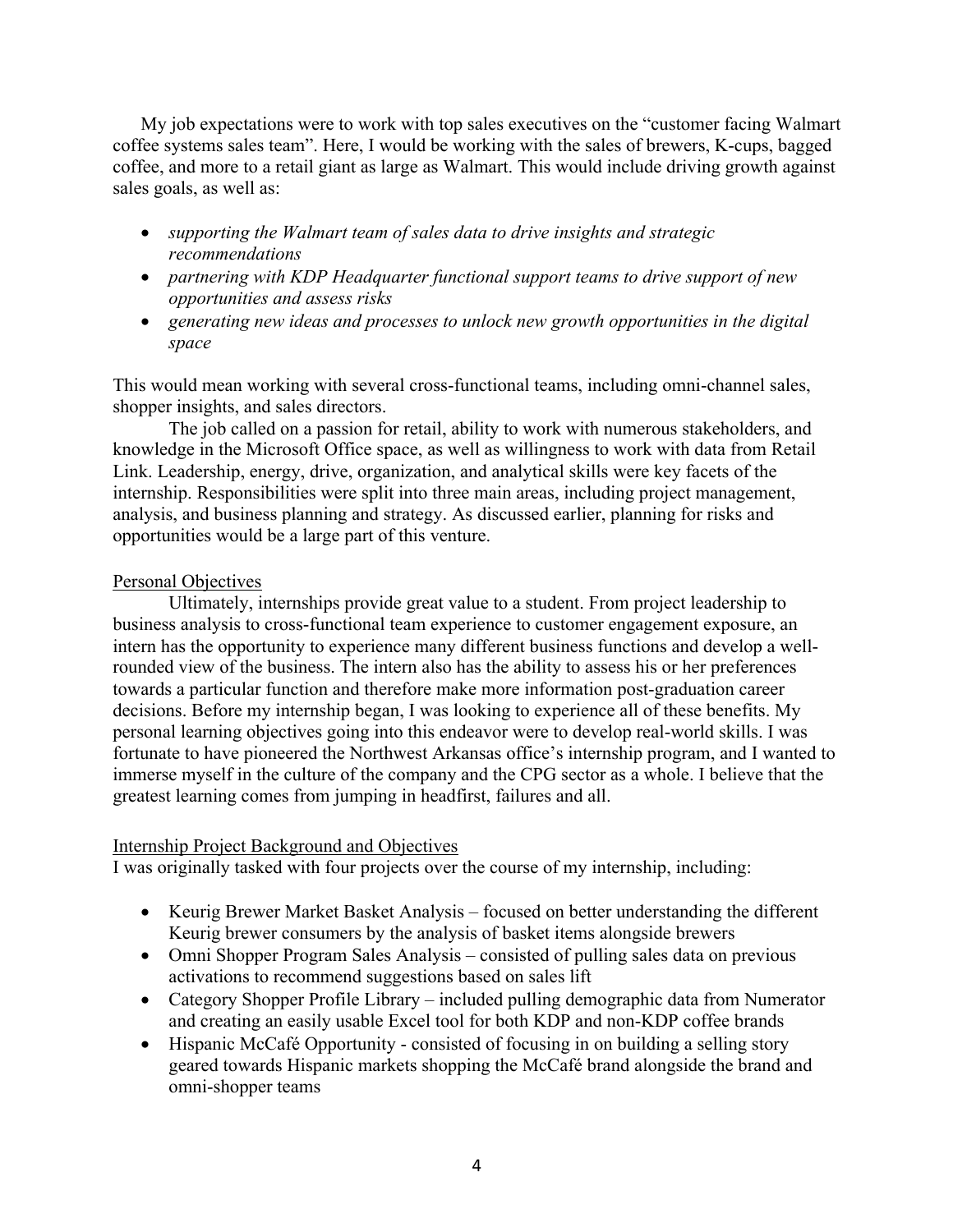My job expectations were to work with top sales executives on the "customer facing Walmart coffee systems sales team". Here, I would be working with the sales of brewers, K-cups, bagged coffee, and more to a retail giant as large as Walmart. This would include driving growth against sales goals, as well as:

- *supporting the Walmart team of sales data to drive insights and strategic recommendations*
- *partnering with KDP Headquarter functional support teams to drive support of new opportunities and assess risks*
- *generating new ideas and processes to unlock new growth opportunities in the digital space*

This would mean working with several cross-functional teams, including omni-channel sales, shopper insights, and sales directors.

The job called on a passion for retail, ability to work with numerous stakeholders, and knowledge in the Microsoft Office space, as well as willingness to work with data from Retail Link. Leadership, energy, drive, organization, and analytical skills were key facets of the internship. Responsibilities were split into three main areas, including project management, analysis, and business planning and strategy. As discussed earlier, planning for risks and opportunities would be a large part of this venture.

## Personal Objectives

Ultimately, internships provide great value to a student. From project leadership to business analysis to cross-functional team experience to customer engagement exposure, an intern has the opportunity to experience many different business functions and develop a well-rounded view of the business. The intern also has the ability to assess his or her preferences towards a particular function and therefore make more information post-graduation career decisions. Before my internship began, I was looking to experience all of these benefits. My personal learning objectives going into this endeavor were to develop real-world skills. I was fortunate to have pioneered the Northwest Arkansas office's internship program, and I wanted to immerse myself in the culture of the company and the CPG sector as a whole. I believe that the greatest learning comes from jumping in headfirst, failures and all.

## Internship Project Background and Objectives

I was originally tasked with four projects over the course of my internship, including:

- Keurig Brewer Market Basket Analysis – focused on better understanding the different Keurig brewer consumers by the analysis of basket items alongside brewers
- Omni Shopper Program Sales Analysis – consisted of pulling sales data on previous activations to recommend suggestions based on sales lift
- Category Shopper Profile Library – included pulling demographic data from Numerator and creating an easily usable Excel tool for both KDP and non-KDP coffee brands
- Hispanic McCafé Opportunity - consisted of focusing in on building a selling story geared towards Hispanic markets shopping the McCafé brand alongside the brand and omni-shopper teams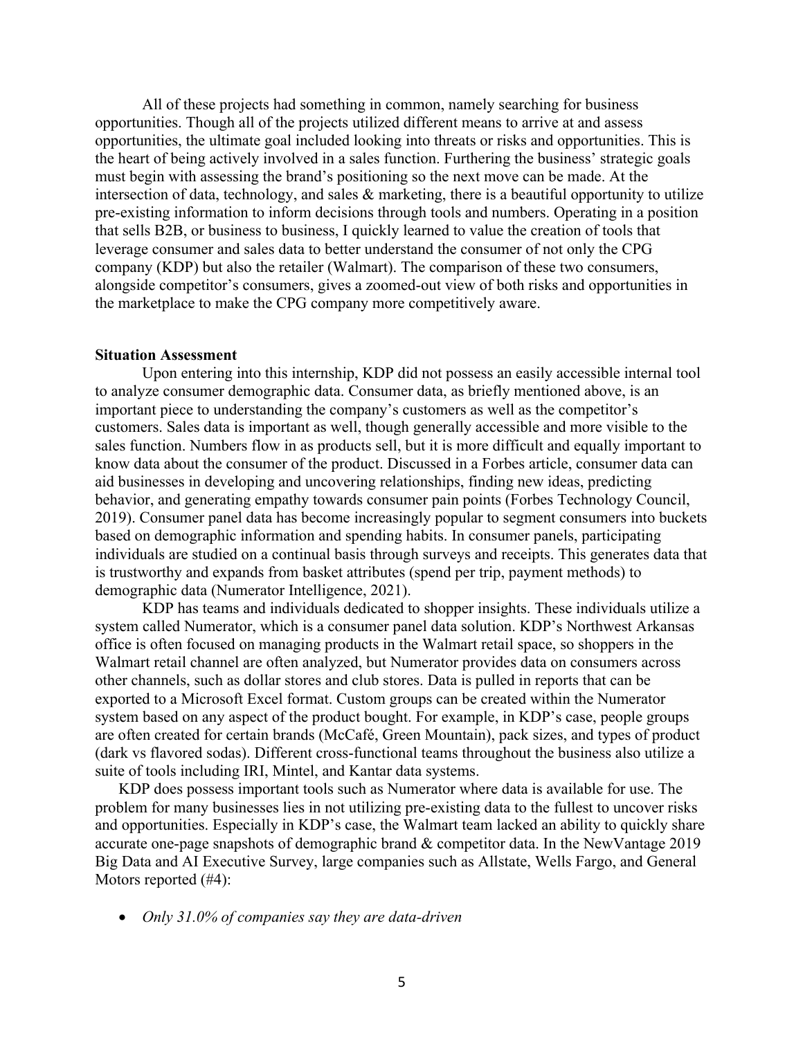All of these projects had something in common, namely searching for business opportunities. Though all of the projects utilized different means to arrive at and assess opportunities, the ultimate goal included looking into threats or risks and opportunities. This is the heart of being actively involved in a sales function. Furthering the business' strategic goals must begin with assessing the brand's positioning so the next move can be made. At the intersection of data, technology, and sales & marketing, there is a beautiful opportunity to utilize pre-existing information to inform decisions through tools and numbers. Operating in a position that sells B2B, or business to business, I quickly learned to value the creation of tools that leverage consumer and sales data to better understand the consumer of not only the CPG company (KDP) but also the retailer (Walmart). The comparison of these two consumers, alongside competitor's consumers, gives a zoomed-out view of both risks and opportunities in the marketplace to make the CPG company more competitively aware.

**Situation Assessment**

Upon entering into this internship, KDP did not possess an easily accessible internal tool to analyze consumer demographic data. Consumer data, as briefly mentioned above, is an important piece to understanding the company's customers as well as the competitor's customers. Sales data is important as well, though generally accessible and more visible to the sales function. Numbers flow in as products sell, but it is more difficult and equally important to know data about the consumer of the product. Discussed in a Forbes article, consumer data can aid businesses in developing and uncovering relationships, finding new ideas, predicting behavior, and generating empathy towards consumer pain points (Forbes Technology Council, 2019). Consumer panel data has become increasingly popular to segment consumers into buckets based on demographic information and spending habits. In consumer panels, participating individuals are studied on a continual basis through surveys and receipts. This generates data that is trustworthy and expands from basket attributes (spend per trip, payment methods) to demographic data (Numerator Intelligence, 2021).

KDP has teams and individuals dedicated to shopper insights. These individuals utilize a system called Numerator, which is a consumer panel data solution. KDP's Northwest Arkansas office is often focused on managing products in the Walmart retail space, so shoppers in the Walmart retail channel are often analyzed, but Numerator provides data on consumers across other channels, such as dollar stores and club stores. Data is pulled in reports that can be exported to a Microsoft Excel format. Custom groups can be created within the Numerator system based on any aspect of the product bought. For example, in KDP's case, people groups are often created for certain brands (McCafé, Green Mountain), pack sizes, and types of product (dark vs flavored sodas). Different cross-functional teams throughout the business also utilize a suite of tools including IRI, Mintel, and Kantar data systems.

KDP does possess important tools such as Numerator where data is available for use. The problem for many businesses lies in not utilizing pre-existing data to the fullest to uncover risks and opportunities. Especially in KDP's case, the Walmart team lacked an ability to quickly share accurate one-page snapshots of demographic brand & competitor data. In the NewVantage 2019 Big Data and AI Executive Survey, large companies such as Allstate, Wells Fargo, and General Motors reported (#4):

- *Only 31.0% of companies say they are data-driven*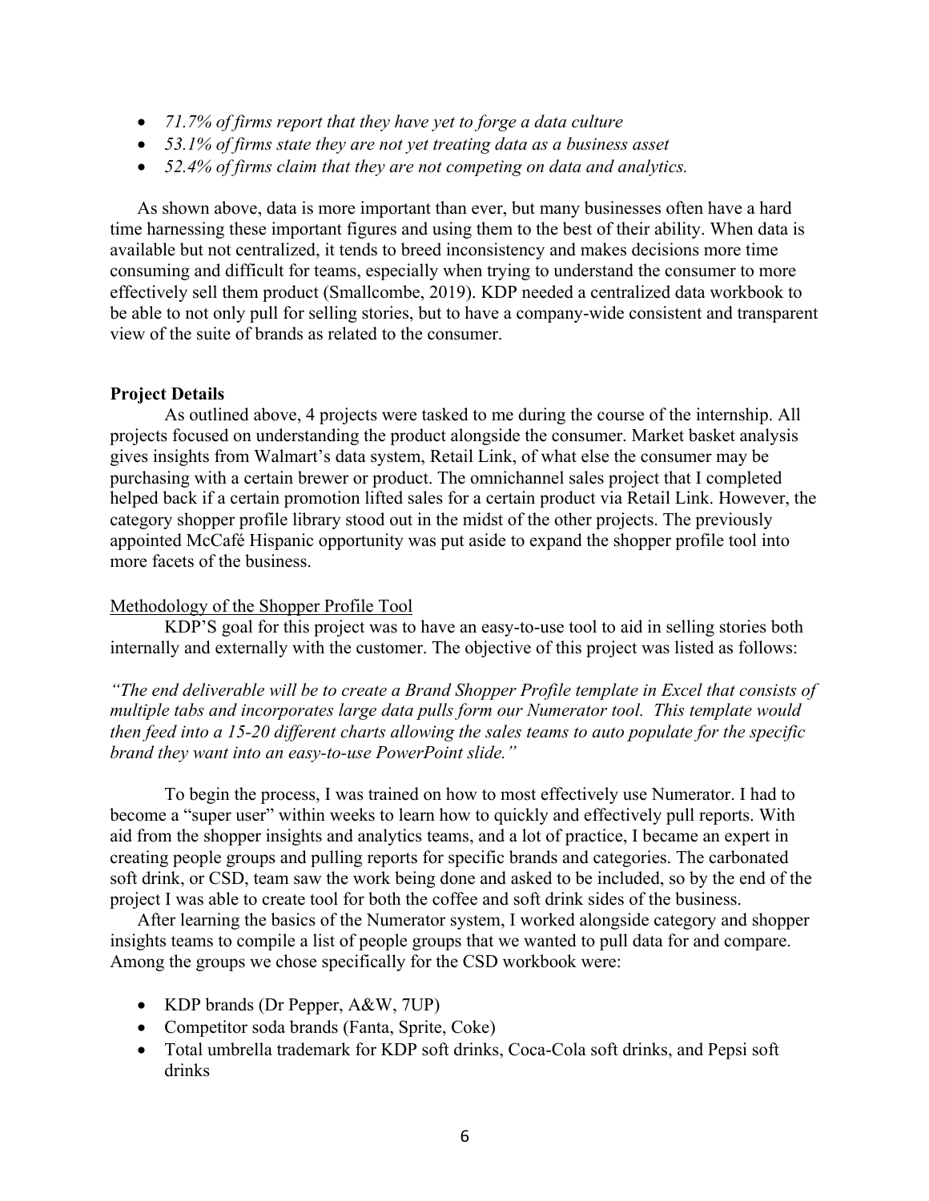- *71.7% of firms report that they have yet to forge a data culture*
- *53.1% of firms state they are not yet treating data as a business asset*
- *52.4% of firms claim that they are not competing on data and analytics.*

As shown above, data is more important than ever, but many businesses often have a hard time harnessing these important figures and using them to the best of their ability. When data is available but not centralized, it tends to breed inconsistency and makes decisions more time consuming and difficult for teams, especially when trying to understand the consumer to more effectively sell them product (Smallcombe, 2019). KDP needed a centralized data workbook to be able to not only pull for selling stories, but to have a company-wide consistent and transparent view of the suite of brands as related to the consumer.

**Project Details**

As outlined above, 4 projects were tasked to me during the course of the internship. All projects focused on understanding the product alongside the consumer. Market basket analysis gives insights from Walmart's data system, Retail Link, of what else the consumer may be purchasing with a certain brewer or product. The omnichannel sales project that I completed helped back if a certain promotion lifted sales for a certain product via Retail Link. However, the category shopper profile library stood out in the midst of the other projects. The previously appointed McCafé Hispanic opportunity was put aside to expand the shopper profile tool into more facets of the business.

Methodology of the Shopper Profile Tool

KDP'S goal for this project was to have an easy-to-use tool to aid in selling stories both internally and externally with the customer. The objective of this project was listed as follows:

*"The end deliverable will be to create a Brand Shopper Profile template in Excel that consists of multiple tabs and incorporates large data pulls form our Numerator tool. This template would then feed into a 15-20 different charts allowing the sales teams to auto populate for the specific brand they want into an easy-to-use PowerPoint slide."*

To begin the process, I was trained on how to most effectively use Numerator. I had to become a "super user" within weeks to learn how to quickly and effectively pull reports. With aid from the shopper insights and analytics teams, and a lot of practice, I became an expert in creating people groups and pulling reports for specific brands and categories. The carbonated soft drink, or CSD, team saw the work being done and asked to be included, so by the end of the project I was able to create tool for both the coffee and soft drink sides of the business.

After learning the basics of the Numerator system, I worked alongside category and shopper insights teams to compile a list of people groups that we wanted to pull data for and compare. Among the groups we chose specifically for the CSD workbook were:

- KDP brands (Dr Pepper, A&W, 7UP)
- Competitor soda brands (Fanta, Sprite, Coke)
- Total umbrella trademark for KDP soft drinks, Coca-Cola soft drinks, and Pepsi soft drinks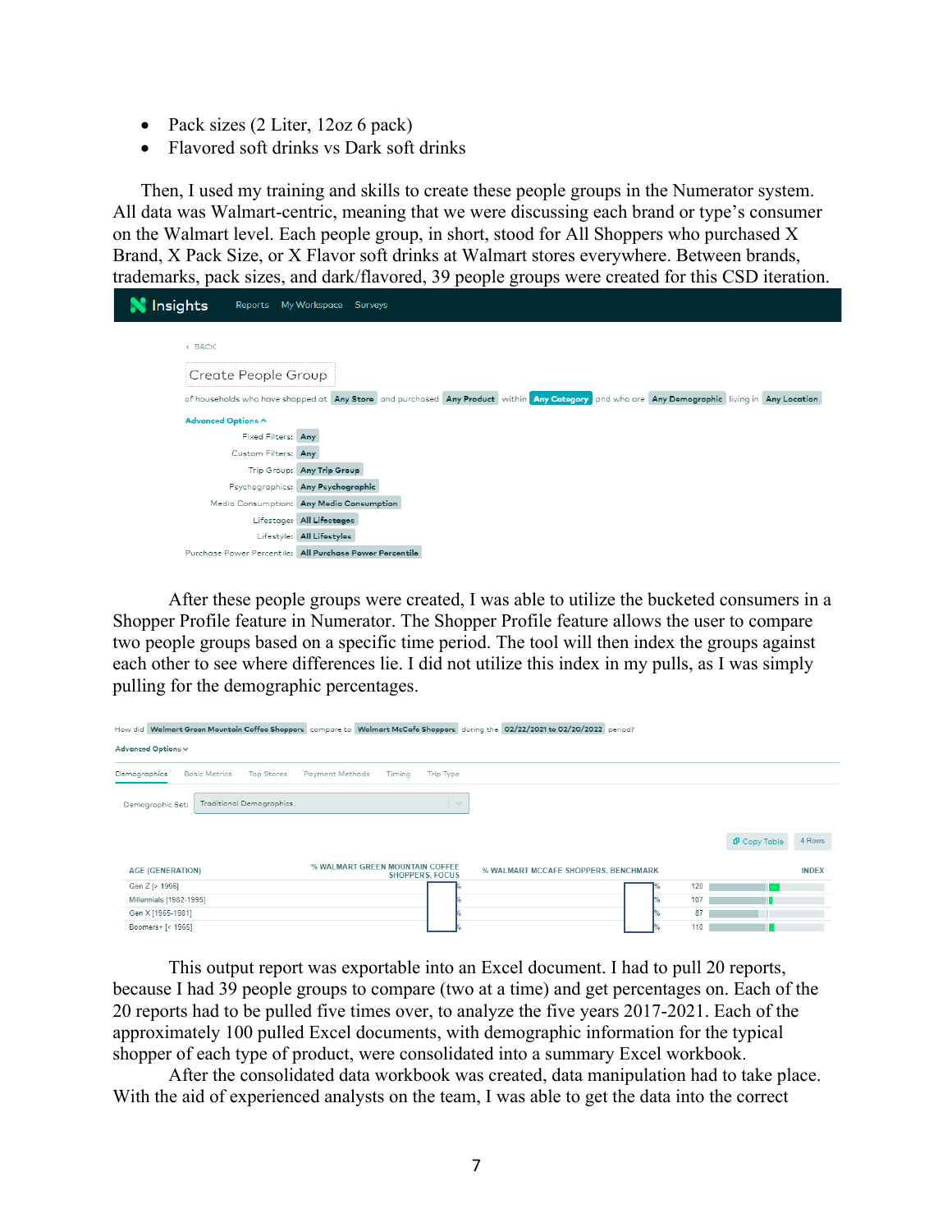- Pack sizes (2 Liter, 12oz 6 pack)
- Flavored soft drinks vs Dark soft drinks

Then, I used my training and skills to create these people groups in the Numerator system. All data was Walmart-centric, meaning that we were discussing each brand or type's consumer on the Walmart level. Each people group, in short, stood for All Shoppers who purchased X Brand, X Pack Size, or X Flavor soft drinks at Walmart stores everywhere. Between brands, trademarks, pack sizes, and dark/flavored, 39 people groups were created for this CSD iteration.

Insights Reports My Workspace Surveys

‹ BACK

Create People Group

of households who have shopped at Any Store and purchased Any Product within Any Category and who are Any Demographic living in Any Location

Advanced Options ^

Fixed Filters: Any
Custom Filters: Any
Trip Group: Any Trip Group
Psychographics: Any Psychographic
Media Consumption: Any Media Consumption
Lifestage: All Lifestages
Lifestyle: All Lifestyles
Purchase Power Percentile: All Purchase Power Percentile

After these people groups were created, I was able to utilize the bucketed consumers in a Shopper Profile feature in Numerator. The Shopper Profile feature allows the user to compare two people groups based on a specific time period. The tool will then index the groups against each other to see where differences lie. I did not utilize this index in my pulls, as I was simply pulling for the demographic percentages.

How did Walmart Green Mountain Coffee Shoppers compare to Walmart McCafe Shoppers during the 02/22/2021 to 02/20/2022 period?

Advanced Options ⌄

Demographics Basic Metrics Top Stores Payment Methods Timing Trip Type

Demographic Set: Traditional Demographics

Copy Table 4 Rows

| AGE (GENERATION) | % WALMART GREEN MOUNTAIN COFFEE SHOPPERS, FOCUS | % WALMART MCCAFE SHOPPERS, BENCHMARK | INDEX |
|---|---|---|---|
| Gen Z [> 1996] | % | % | 120 |
| Millennials [1982-1995] | % | % | 107 |
| Gen X [1965-1981] | % | % | 87 |
| Boomers+ [< 1965] | % | % | 110 |

This output report was exportable into an Excel document. I had to pull 20 reports, because I had 39 people groups to compare (two at a time) and get percentages on. Each of the 20 reports had to be pulled five times over, to analyze the five years 2017-2021. Each of the approximately 100 pulled Excel documents, with demographic information for the typical shopper of each type of product, were consolidated into a summary Excel workbook.

After the consolidated data workbook was created, data manipulation had to take place. With the aid of experienced analysts on the team, I was able to get the data into the correct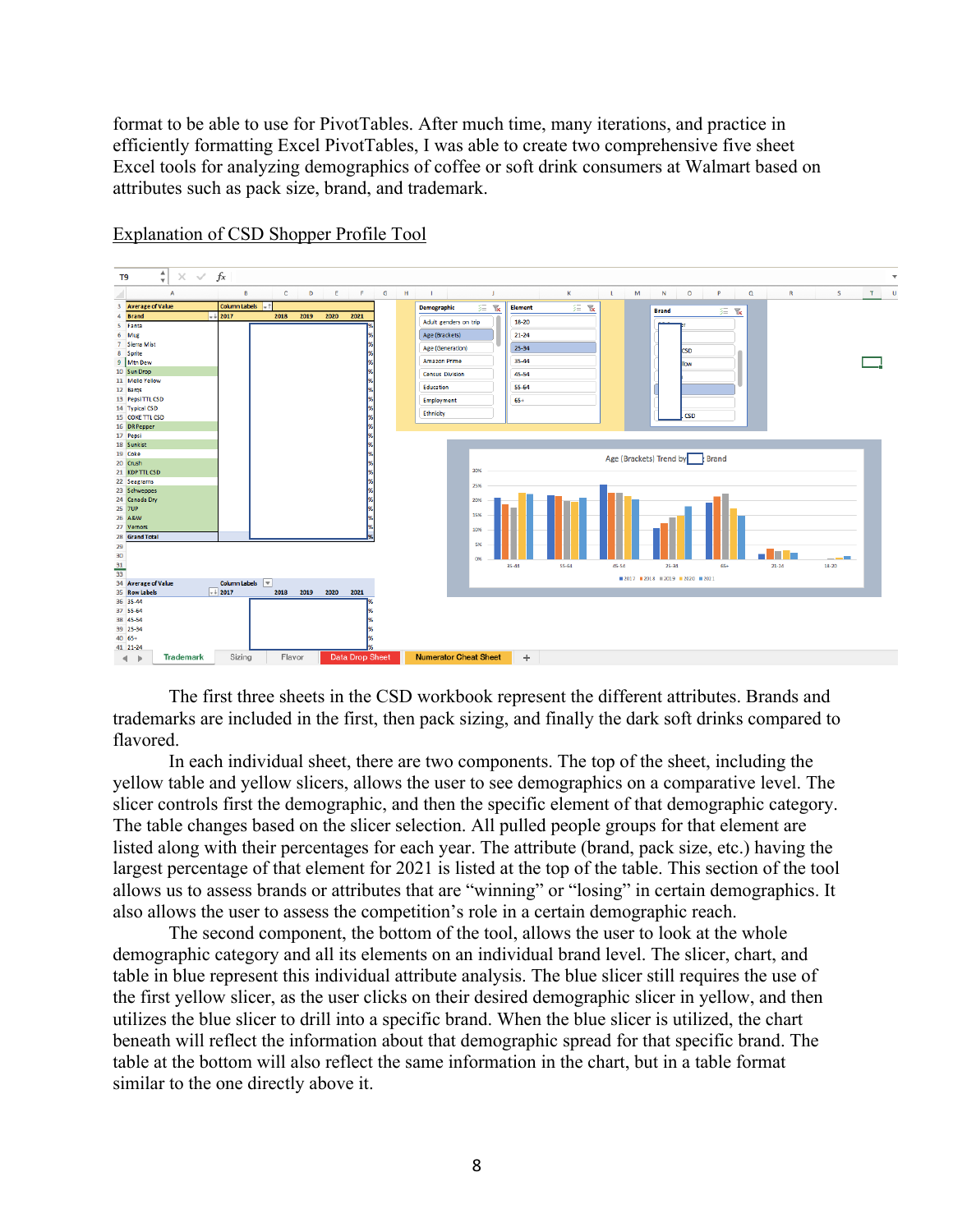format to be able to use for PivotTables. After much time, many iterations, and practice in efficiently formatting Excel PivotTables, I was able to create two comprehensive five sheet Excel tools for analyzing demographics of coffee or soft drink consumers at Walmart based on attributes such as pack size, brand, and trademark.

Explanation of CSD Shopper Profile Tool

The first three sheets in the CSD workbook represent the different attributes. Brands and trademarks are included in the first, then pack sizing, and finally the dark soft drinks compared to flavored.

In each individual sheet, there are two components. The top of the sheet, including the yellow table and yellow slicers, allows the user to see demographics on a comparative level. The slicer controls first the demographic, and then the specific element of that demographic category. The table changes based on the slicer selection. All pulled people groups for that element are listed along with their percentages for each year. The attribute (brand, pack size, etc.) having the largest percentage of that element for 2021 is listed at the top of the table. This section of the tool allows us to assess brands or attributes that are "winning" or "losing" in certain demographics. It also allows the user to assess the competition's role in a certain demographic reach.

The second component, the bottom of the tool, allows the user to look at the whole demographic category and all its elements on an individual brand level. The slicer, chart, and table in blue represent this individual attribute analysis. The blue slicer still requires the use of the first yellow slicer, as the user clicks on their desired demographic slicer in yellow, and then utilizes the blue slicer to drill into a specific brand. When the blue slicer is utilized, the chart beneath will reflect the information about that demographic spread for that specific brand. The table at the bottom will also reflect the same information in the chart, but in a table format similar to the one directly above it.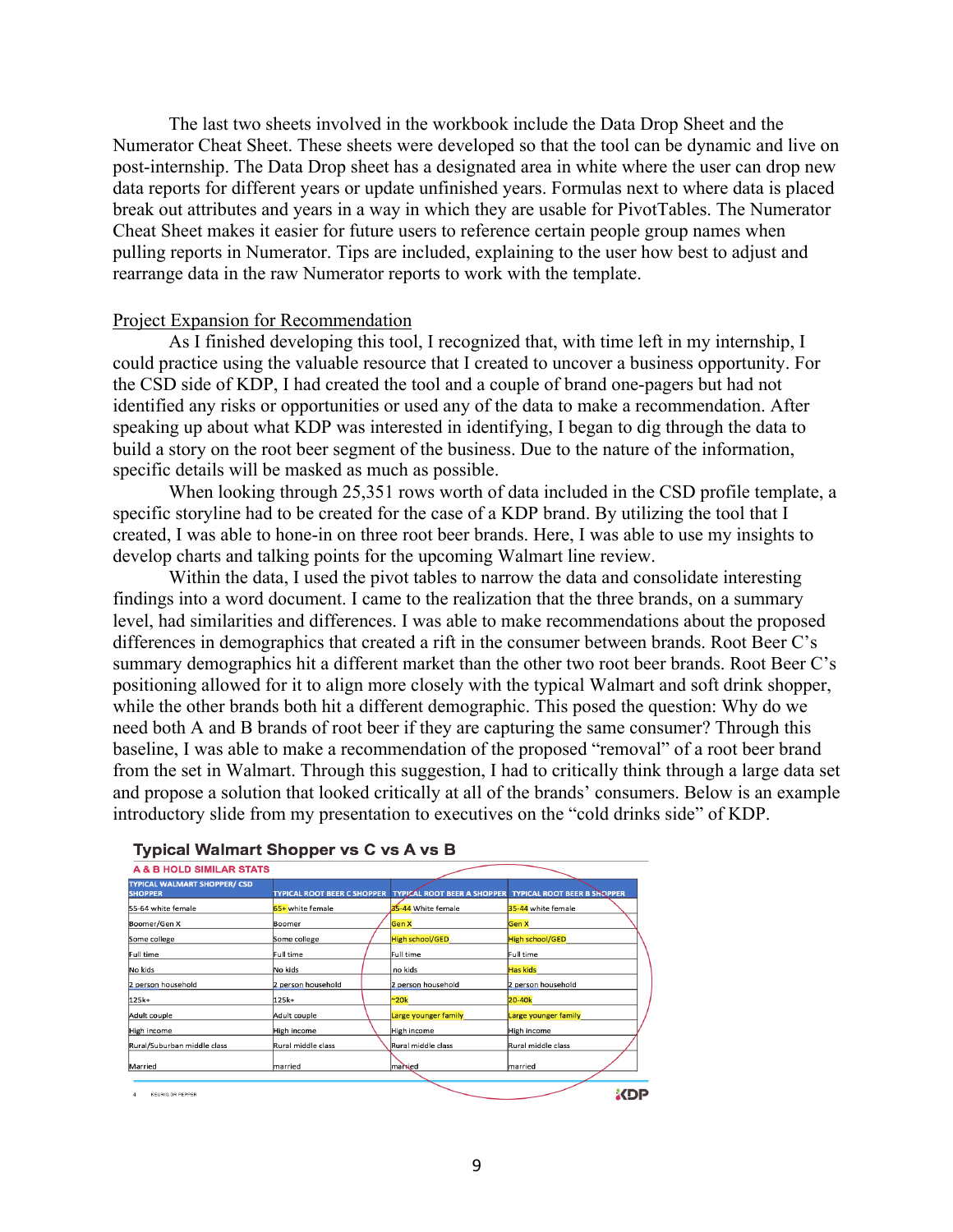The last two sheets involved in the workbook include the Data Drop Sheet and the Numerator Cheat Sheet. These sheets were developed so that the tool can be dynamic and live on post-internship. The Data Drop sheet has a designated area in white where the user can drop new data reports for different years or update unfinished years. Formulas next to where data is placed break out attributes and years in a way in which they are usable for PivotTables. The Numerator Cheat Sheet makes it easier for future users to reference certain people group names when pulling reports in Numerator. Tips are included, explaining to the user how best to adjust and rearrange data in the raw Numerator reports to work with the template.

Project Expansion for Recommendation

As I finished developing this tool, I recognized that, with time left in my internship, I could practice using the valuable resource that I created to uncover a business opportunity. For the CSD side of KDP, I had created the tool and a couple of brand one-pagers but had not identified any risks or opportunities or used any of the data to make a recommendation. After speaking up about what KDP was interested in identifying, I began to dig through the data to build a story on the root beer segment of the business. Due to the nature of the information, specific details will be masked as much as possible.

When looking through 25,351 rows worth of data included in the CSD profile template, a specific storyline had to be created for the case of a KDP brand. By utilizing the tool that I created, I was able to hone-in on three root beer brands. Here, I was able to use my insights to develop charts and talking points for the upcoming Walmart line review.

Within the data, I used the pivot tables to narrow the data and consolidate interesting findings into a word document. I came to the realization that the three brands, on a summary level, had similarities and differences. I was able to make recommendations about the proposed differences in demographics that created a rift in the consumer between brands. Root Beer C's summary demographics hit a different market than the other two root beer brands. Root Beer C's positioning allowed for it to align more closely with the typical Walmart and soft drink shopper, while the other brands both hit a different demographic. This posed the question: Why do we need both A and B brands of root beer if they are capturing the same consumer? Through this baseline, I was able to make a recommendation of the proposed "removal" of a root beer brand from the set in Walmart. Through this suggestion, I had to critically think through a large data set and propose a solution that looked critically at all of the brands' consumers. Below is an example introductory slide from my presentation to executives on the "cold drinks side" of KDP.

**Typical Walmart Shopper vs C vs A vs B**

A & B HOLD SIMILAR STATS

| TYPICAL WALMART SHOPPER/ CSD SHOPPER | TYPICAL ROOT BEER C SHOPPER | TYPICAL ROOT BEER A SHOPPER | TYPICAL ROOT BEER B SHOPPER |
|---|---|---|---|
| 55-64 white female | 65+ white female | 35-44 White female | 35-44 white female |
| Boomer/Gen X | Boomer | Gen X | Gen X |
| Some college | Some college | High school/GED | High school/GED |
| Full time | Full time | Full time | Full time |
| No kids | No kids | no kids | Has kids |
| 2 person household | 2 person household | 2 person household | 2 person household |
| 125k+ | 125k+ | ~20k | 20-40k |
| Adult couple | Adult couple | Large younger family | Large younger family |
| High income | High income | High income | High income |
| Rural/Suburban middle class | Rural middle class | Rural middle class | Rural middle class |
| Married | married | married | married |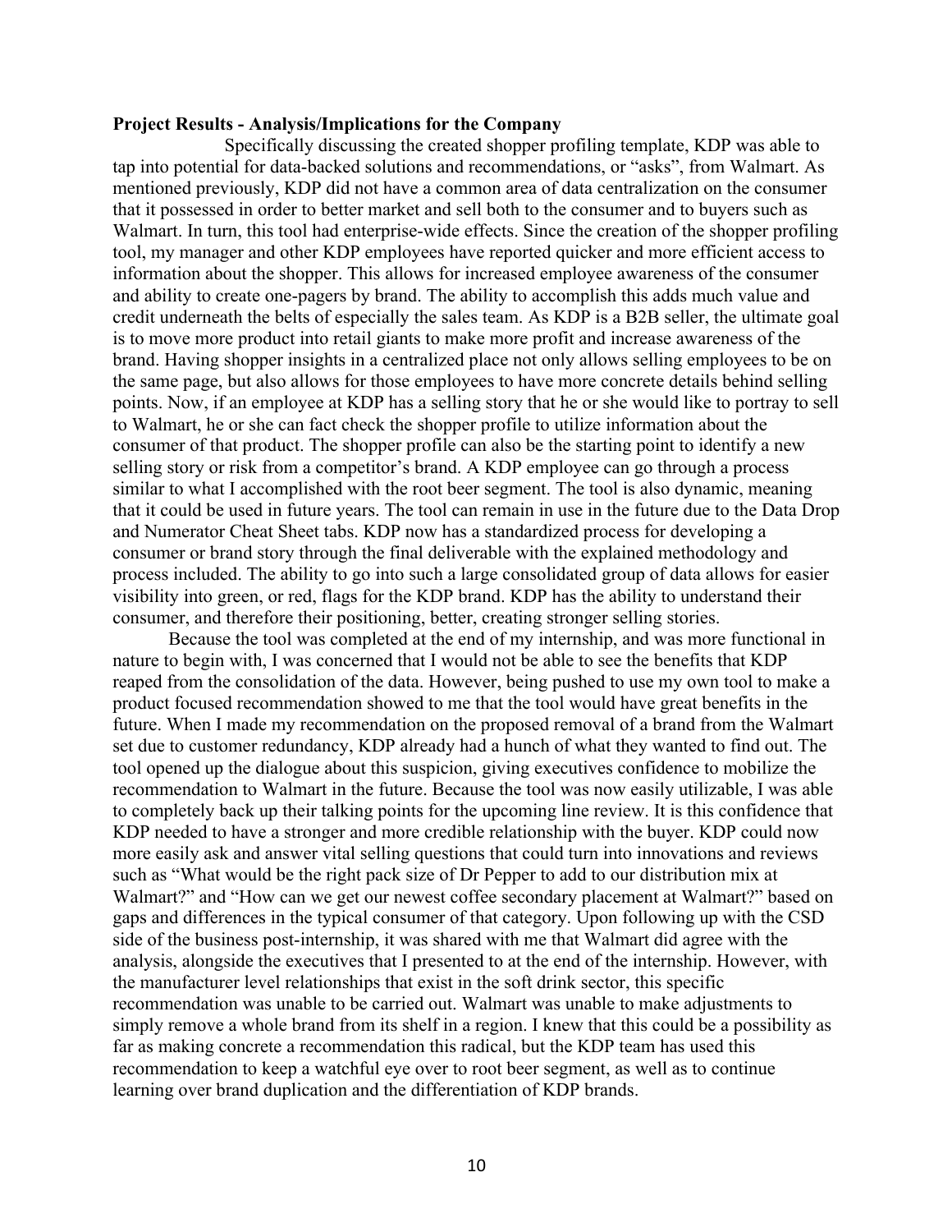**Project Results - Analysis/Implications for the Company**

Specifically discussing the created shopper profiling template, KDP was able to tap into potential for data-backed solutions and recommendations, or "asks", from Walmart. As mentioned previously, KDP did not have a common area of data centralization on the consumer that it possessed in order to better market and sell both to the consumer and to buyers such as Walmart. In turn, this tool had enterprise-wide effects. Since the creation of the shopper profiling tool, my manager and other KDP employees have reported quicker and more efficient access to information about the shopper. This allows for increased employee awareness of the consumer and ability to create one-pagers by brand. The ability to accomplish this adds much value and credit underneath the belts of especially the sales team. As KDP is a B2B seller, the ultimate goal is to move more product into retail giants to make more profit and increase awareness of the brand. Having shopper insights in a centralized place not only allows selling employees to be on the same page, but also allows for those employees to have more concrete details behind selling points. Now, if an employee at KDP has a selling story that he or she would like to portray to sell to Walmart, he or she can fact check the shopper profile to utilize information about the consumer of that product. The shopper profile can also be the starting point to identify a new selling story or risk from a competitor's brand. A KDP employee can go through a process similar to what I accomplished with the root beer segment. The tool is also dynamic, meaning that it could be used in future years. The tool can remain in use in the future due to the Data Drop and Numerator Cheat Sheet tabs. KDP now has a standardized process for developing a consumer or brand story through the final deliverable with the explained methodology and process included. The ability to go into such a large consolidated group of data allows for easier visibility into green, or red, flags for the KDP brand. KDP has the ability to understand their consumer, and therefore their positioning, better, creating stronger selling stories.

Because the tool was completed at the end of my internship, and was more functional in nature to begin with, I was concerned that I would not be able to see the benefits that KDP reaped from the consolidation of the data. However, being pushed to use my own tool to make a product focused recommendation showed to me that the tool would have great benefits in the future. When I made my recommendation on the proposed removal of a brand from the Walmart set due to customer redundancy, KDP already had a hunch of what they wanted to find out. The tool opened up the dialogue about this suspicion, giving executives confidence to mobilize the recommendation to Walmart in the future. Because the tool was now easily utilizable, I was able to completely back up their talking points for the upcoming line review. It is this confidence that KDP needed to have a stronger and more credible relationship with the buyer. KDP could now more easily ask and answer vital selling questions that could turn into innovations and reviews such as "What would be the right pack size of Dr Pepper to add to our distribution mix at Walmart?" and "How can we get our newest coffee secondary placement at Walmart?" based on gaps and differences in the typical consumer of that category. Upon following up with the CSD side of the business post-internship, it was shared with me that Walmart did agree with the analysis, alongside the executives that I presented to at the end of the internship. However, with the manufacturer level relationships that exist in the soft drink sector, this specific recommendation was unable to be carried out. Walmart was unable to make adjustments to simply remove a whole brand from its shelf in a region. I knew that this could be a possibility as far as making concrete a recommendation this radical, but the KDP team has used this recommendation to keep a watchful eye over to root beer segment, as well as to continue learning over brand duplication and the differentiation of KDP brands.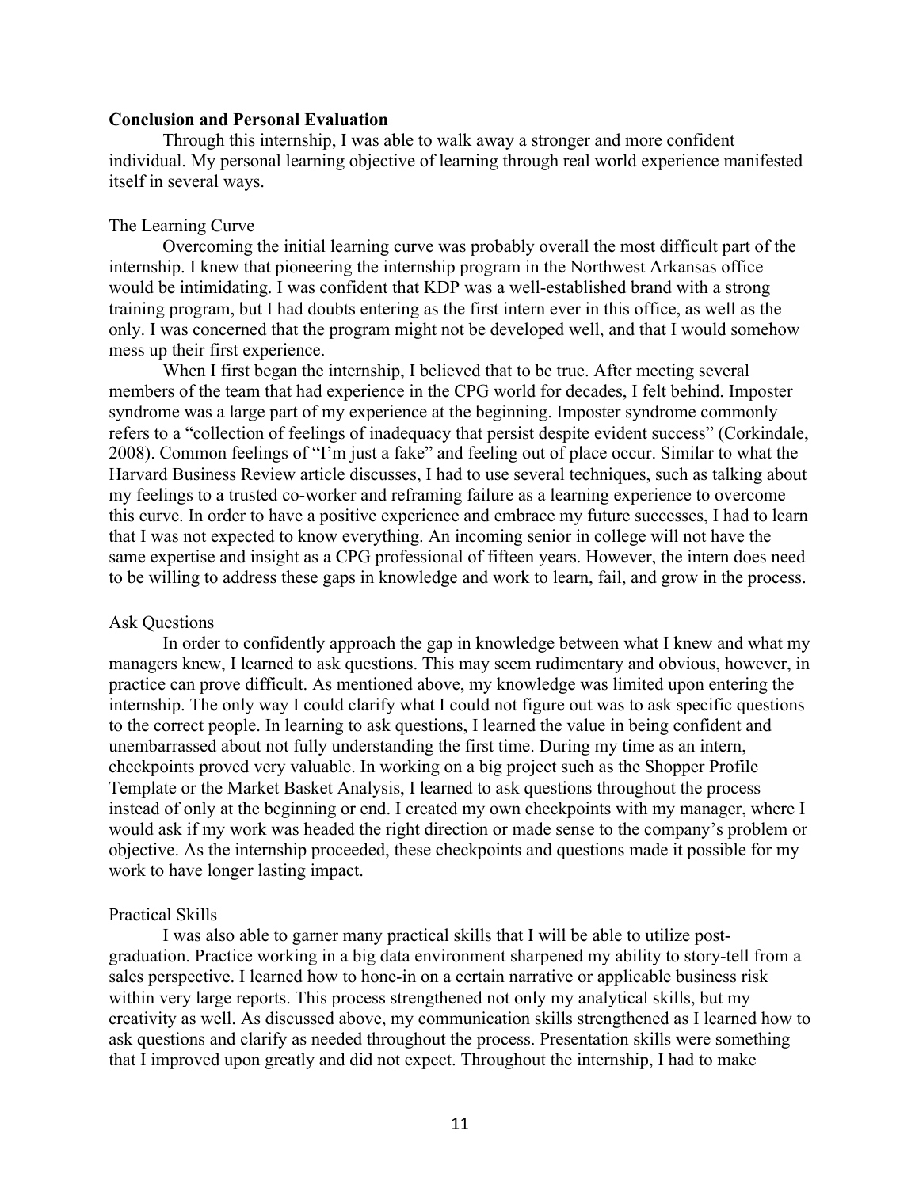**Conclusion and Personal Evaluation**

Through this internship, I was able to walk away a stronger and more confident individual. My personal learning objective of learning through real world experience manifested itself in several ways.

<u>The Learning Curve</u>

Overcoming the initial learning curve was probably overall the most difficult part of the internship. I knew that pioneering the internship program in the Northwest Arkansas office would be intimidating. I was confident that KDP was a well-established brand with a strong training program, but I had doubts entering as the first intern ever in this office, as well as the only. I was concerned that the program might not be developed well, and that I would somehow mess up their first experience.

When I first began the internship, I believed that to be true. After meeting several members of the team that had experience in the CPG world for decades, I felt behind. Imposter syndrome was a large part of my experience at the beginning. Imposter syndrome commonly refers to a "collection of feelings of inadequacy that persist despite evident success" (Corkindale, 2008). Common feelings of "I'm just a fake" and feeling out of place occur. Similar to what the Harvard Business Review article discusses, I had to use several techniques, such as talking about my feelings to a trusted co-worker and reframing failure as a learning experience to overcome this curve. In order to have a positive experience and embrace my future successes, I had to learn that I was not expected to know everything. An incoming senior in college will not have the same expertise and insight as a CPG professional of fifteen years. However, the intern does need to be willing to address these gaps in knowledge and work to learn, fail, and grow in the process.

<u>Ask Questions</u>

In order to confidently approach the gap in knowledge between what I knew and what my managers knew, I learned to ask questions. This may seem rudimentary and obvious, however, in practice can prove difficult. As mentioned above, my knowledge was limited upon entering the internship. The only way I could clarify what I could not figure out was to ask specific questions to the correct people. In learning to ask questions, I learned the value in being confident and unembarrassed about not fully understanding the first time. During my time as an intern, checkpoints proved very valuable. In working on a big project such as the Shopper Profile Template or the Market Basket Analysis, I learned to ask questions throughout the process instead of only at the beginning or end. I created my own checkpoints with my manager, where I would ask if my work was headed the right direction or made sense to the company's problem or objective. As the internship proceeded, these checkpoints and questions made it possible for my work to have longer lasting impact.

<u>Practical Skills</u>

I was also able to garner many practical skills that I will be able to utilize post-graduation. Practice working in a big data environment sharpened my ability to story-tell from a sales perspective. I learned how to hone-in on a certain narrative or applicable business risk within very large reports. This process strengthened not only my analytical skills, but my creativity as well. As discussed above, my communication skills strengthened as I learned how to ask questions and clarify as needed throughout the process. Presentation skills were something that I improved upon greatly and did not expect. Throughout the internship, I had to make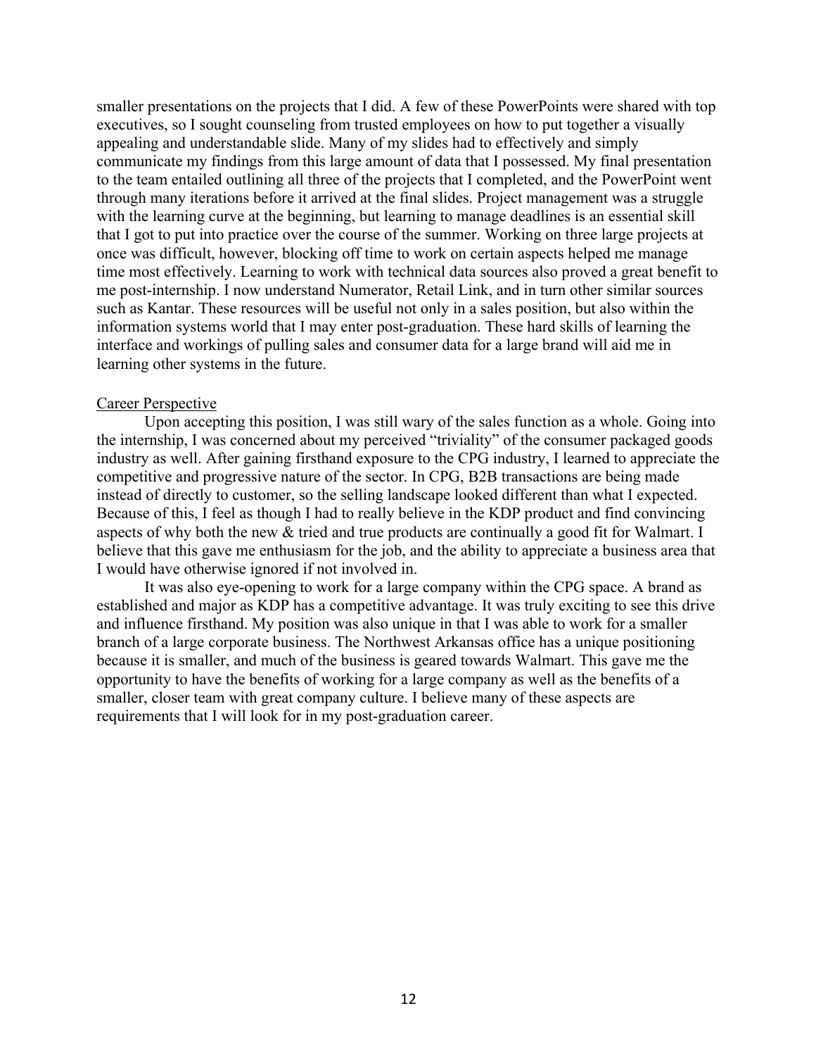smaller presentations on the projects that I did. A few of these PowerPoints were shared with top executives, so I sought counseling from trusted employees on how to put together a visually appealing and understandable slide. Many of my slides had to effectively and simply communicate my findings from this large amount of data that I possessed. My final presentation to the team entailed outlining all three of the projects that I completed, and the PowerPoint went through many iterations before it arrived at the final slides. Project management was a struggle with the learning curve at the beginning, but learning to manage deadlines is an essential skill that I got to put into practice over the course of the summer. Working on three large projects at once was difficult, however, blocking off time to work on certain aspects helped me manage time most effectively. Learning to work with technical data sources also proved a great benefit to me post-internship. I now understand Numerator, Retail Link, and in turn other similar sources such as Kantar. These resources will be useful not only in a sales position, but also within the information systems world that I may enter post-graduation. These hard skills of learning the interface and workings of pulling sales and consumer data for a large brand will aid me in learning other systems in the future.

<u>Career Perspective</u>

Upon accepting this position, I was still wary of the sales function as a whole. Going into the internship, I was concerned about my perceived "triviality" of the consumer packaged goods industry as well. After gaining firsthand exposure to the CPG industry, I learned to appreciate the competitive and progressive nature of the sector. In CPG, B2B transactions are being made instead of directly to customer, so the selling landscape looked different than what I expected. Because of this, I feel as though I had to really believe in the KDP product and find convincing aspects of why both the new & tried and true products are continually a good fit for Walmart. I believe that this gave me enthusiasm for the job, and the ability to appreciate a business area that I would have otherwise ignored if not involved in.

It was also eye-opening to work for a large company within the CPG space. A brand as established and major as KDP has a competitive advantage. It was truly exciting to see this drive and influence firsthand. My position was also unique in that I was able to work for a smaller branch of a large corporate business. The Northwest Arkansas office has a unique positioning because it is smaller, and much of the business is geared towards Walmart. This gave me the opportunity to have the benefits of working for a large company as well as the benefits of a smaller, closer team with great company culture. I believe many of these aspects are requirements that I will look for in my post-graduation career.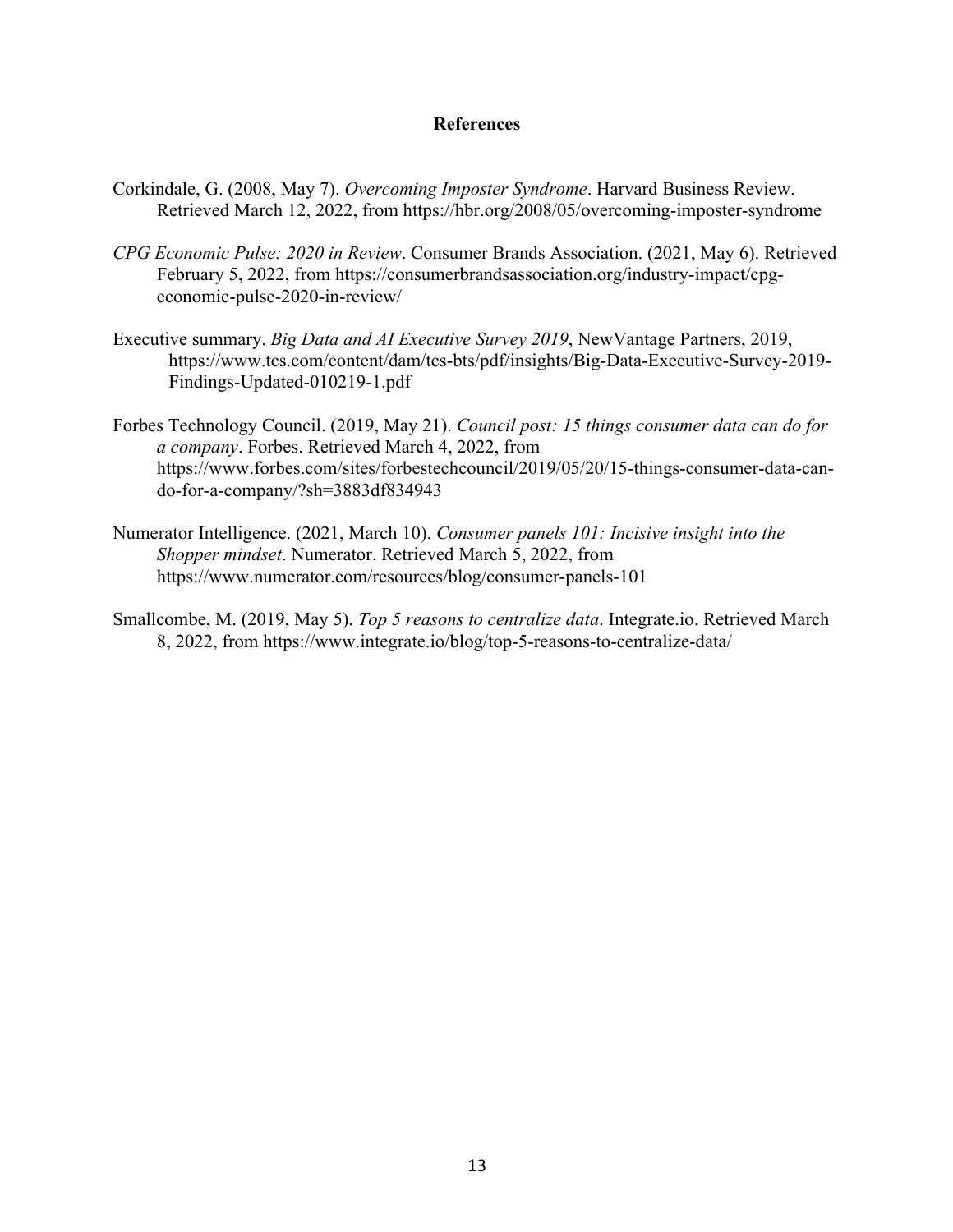# References

Corkindale, G. (2008, May 7). *Overcoming Imposter Syndrome*. Harvard Business Review. Retrieved March 12, 2022, from https://hbr.org/2008/05/overcoming-imposter-syndrome

*CPG Economic Pulse: 2020 in Review*. Consumer Brands Association. (2021, May 6). Retrieved February 5, 2022, from https://consumerbrandsassociation.org/industry-impact/cpg-economic-pulse-2020-in-review/

Executive summary. *Big Data and AI Executive Survey 2019*, NewVantage Partners, 2019, https://www.tcs.com/content/dam/tcs-bts/pdf/insights/Big-Data-Executive-Survey-2019-Findings-Updated-010219-1.pdf

Forbes Technology Council. (2019, May 21). *Council post: 15 things consumer data can do for a company*. Forbes. Retrieved March 4, 2022, from https://www.forbes.com/sites/forbestechcouncil/2019/05/20/15-things-consumer-data-can-do-for-a-company/?sh=3883df834943

Numerator Intelligence. (2021, March 10). *Consumer panels 101: Incisive insight into the Shopper mindset*. Numerator. Retrieved March 5, 2022, from https://www.numerator.com/resources/blog/consumer-panels-101

Smallcombe, M. (2019, May 5). *Top 5 reasons to centralize data*. Integrate.io. Retrieved March 8, 2022, from https://www.integrate.io/blog/top-5-reasons-to-centralize-data/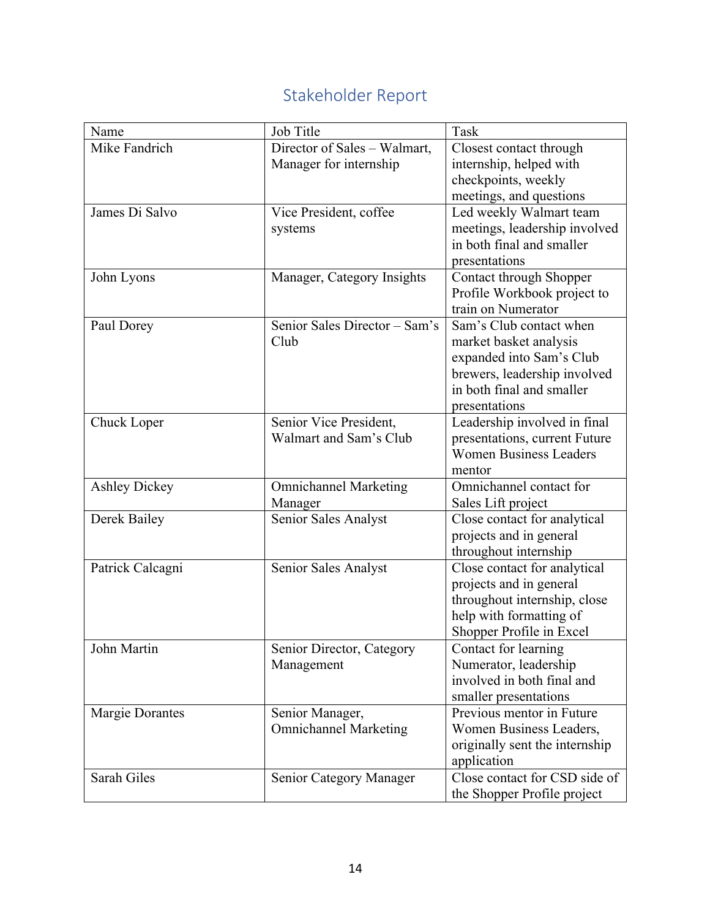# Stakeholder Report

| Name | Job Title | Task |
|---|---|---|
| Mike Fandrich | Director of Sales – Walmart, Manager for internship | Closest contact through internship, helped with checkpoints, weekly meetings, and questions |
| James Di Salvo | Vice President, coffee systems | Led weekly Walmart team meetings, leadership involved in both final and smaller presentations |
| John Lyons | Manager, Category Insights | Contact through Shopper Profile Workbook project to train on Numerator |
| Paul Dorey | Senior Sales Director – Sam's Club | Sam's Club contact when market basket analysis expanded into Sam's Club brewers, leadership involved in both final and smaller presentations |
| Chuck Loper | Senior Vice President, Walmart and Sam's Club | Leadership involved in final presentations, current Future Women Business Leaders mentor |
| Ashley Dickey | Omnichannel Marketing Manager | Omnichannel contact for Sales Lift project |
| Derek Bailey | Senior Sales Analyst | Close contact for analytical projects and in general throughout internship |
| Patrick Calcagni | Senior Sales Analyst | Close contact for analytical projects and in general throughout internship, close help with formatting of Shopper Profile in Excel |
| John Martin | Senior Director, Category Management | Contact for learning Numerator, leadership involved in both final and smaller presentations |
| Margie Dorantes | Senior Manager, Omnichannel Marketing | Previous mentor in Future Women Business Leaders, originally sent the internship application |
| Sarah Giles | Senior Category Manager | Close contact for CSD side of the Shopper Profile project |